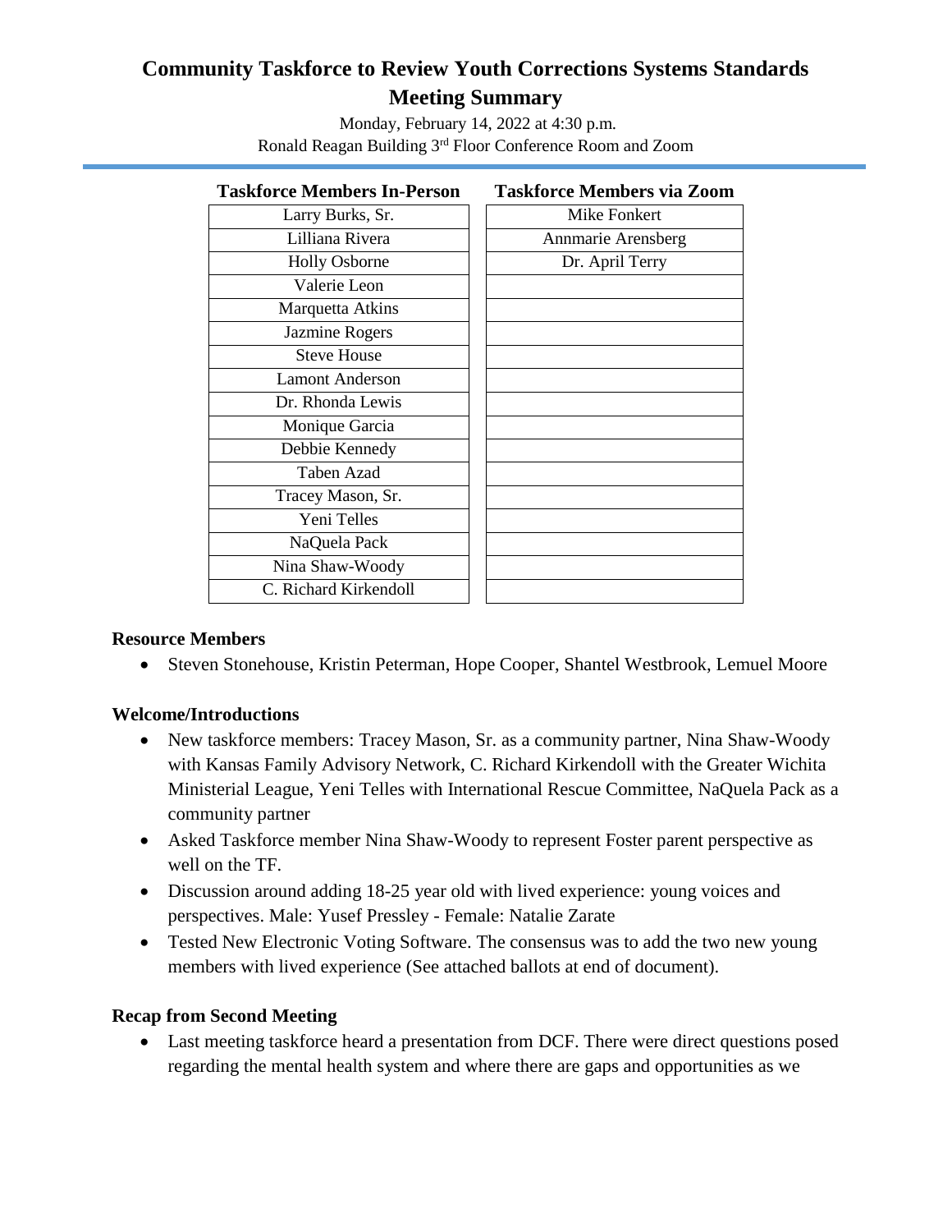# Community Taskforce to Review Youth Corrections Systems Standards
## Meeting Summary

Monday, February 14, 2022 at 4:30 p.m.
Ronald Reagan Building 3rd Floor Conference Room and Zoom

| Taskforce Members In-Person |
|---|
| Larry Burks, Sr. |
| Lilliana Rivera |
| Holly Osborne |
| Valerie Leon |
| Marquetta Atkins |
| Jazmine Rogers |
| Steve House |
| Lamont Anderson |
| Dr. Rhonda Lewis |
| Monique Garcia |
| Debbie Kennedy |
| Taben Azad |
| Tracey Mason, Sr. |
| Yeni Telles |
| NaQuela Pack |
| Nina Shaw-Woody |
| C. Richard Kirkendoll |

| Taskforce Members via Zoom |
|---|
| Mike Fonkert |
| Annmarie Arensberg |
| Dr. April Terry |

### Resource Members

- Steven Stonehouse, Kristin Peterman, Hope Cooper, Shantel Westbrook, Lemuel Moore

### Welcome/Introductions

- New taskforce members: Tracey Mason, Sr. as a community partner, Nina Shaw-Woody with Kansas Family Advisory Network, C. Richard Kirkendoll with the Greater Wichita Ministerial League, Yeni Telles with International Rescue Committee, NaQuela Pack as a community partner
- Asked Taskforce member Nina Shaw-Woody to represent Foster parent perspective as well on the TF.
- Discussion around adding 18-25 year old with lived experience: young voices and perspectives. Male: Yusef Pressley - Female: Natalie Zarate
- Tested New Electronic Voting Software. The consensus was to add the two new young members with lived experience (See attached ballots at end of document).

### Recap from Second Meeting

- Last meeting taskforce heard a presentation from DCF. There were direct questions posed regarding the mental health system and where there are gaps and opportunities as we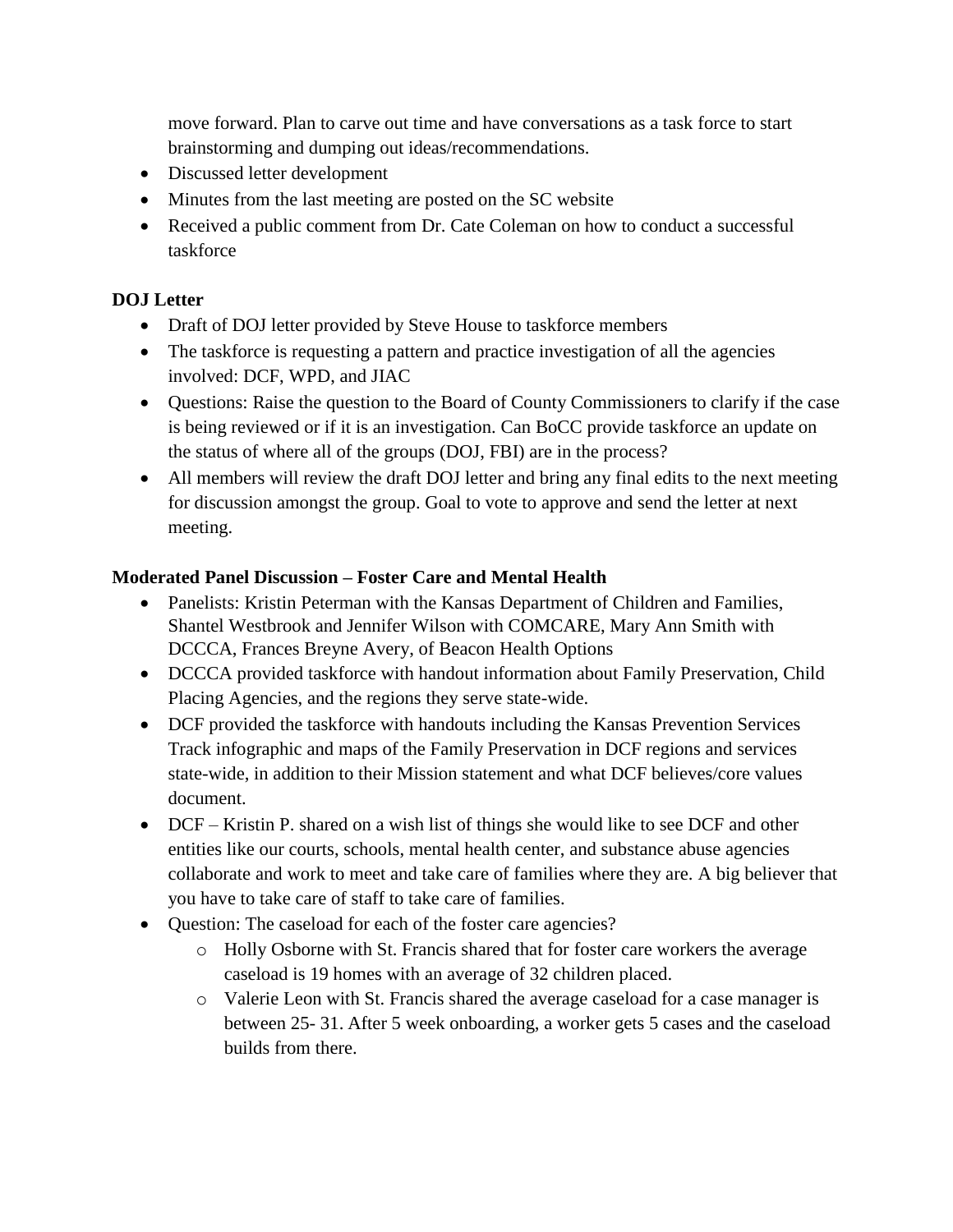move forward. Plan to carve out time and have conversations as a task force to start brainstorming and dumping out ideas/recommendations.

- Discussed letter development
- Minutes from the last meeting are posted on the SC website
- Received a public comment from Dr. Cate Coleman on how to conduct a successful taskforce

**DOJ Letter**

- Draft of DOJ letter provided by Steve House to taskforce members
- The taskforce is requesting a pattern and practice investigation of all the agencies involved: DCF, WPD, and JIAC
- Questions: Raise the question to the Board of County Commissioners to clarify if the case is being reviewed or if it is an investigation. Can BoCC provide taskforce an update on the status of where all of the groups (DOJ, FBI) are in the process?
- All members will review the draft DOJ letter and bring any final edits to the next meeting for discussion amongst the group. Goal to vote to approve and send the letter at next meeting.

**Moderated Panel Discussion – Foster Care and Mental Health**

- Panelists: Kristin Peterman with the Kansas Department of Children and Families, Shantel Westbrook and Jennifer Wilson with COMCARE, Mary Ann Smith with DCCCA, Frances Breyne Avery, of Beacon Health Options
- DCCCA provided taskforce with handout information about Family Preservation, Child Placing Agencies, and the regions they serve state-wide.
- DCF provided the taskforce with handouts including the Kansas Prevention Services Track infographic and maps of the Family Preservation in DCF regions and services state-wide, in addition to their Mission statement and what DCF believes/core values document.
- DCF – Kristin P. shared on a wish list of things she would like to see DCF and other entities like our courts, schools, mental health center, and substance abuse agencies collaborate and work to meet and take care of families where they are. A big believer that you have to take care of staff to take care of families.
- Question: The caseload for each of the foster care agencies?
  - Holly Osborne with St. Francis shared that for foster care workers the average caseload is 19 homes with an average of 32 children placed.
  - Valerie Leon with St. Francis shared the average caseload for a case manager is between 25- 31. After 5 week onboarding, a worker gets 5 cases and the caseload builds from there.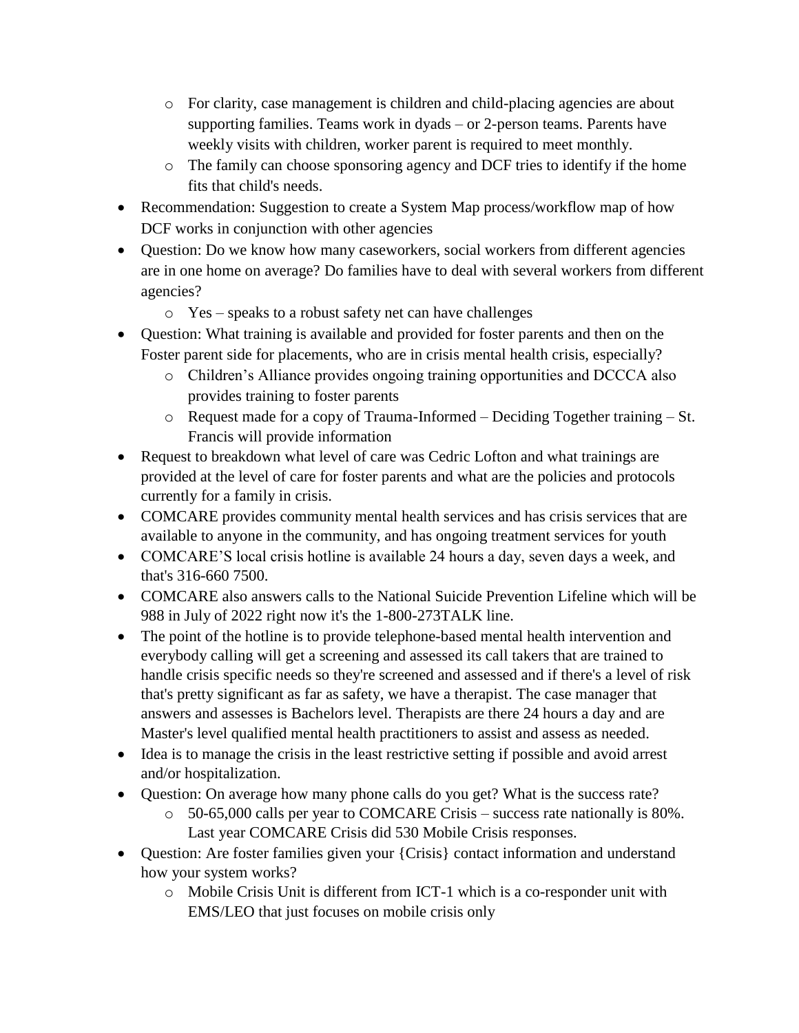- For clarity, case management is children and child-placing agencies are about supporting families. Teams work in dyads – or 2-person teams. Parents have weekly visits with children, worker parent is required to meet monthly.
  - The family can choose sponsoring agency and DCF tries to identify if the home fits that child's needs.
- Recommendation: Suggestion to create a System Map process/workflow map of how DCF works in conjunction with other agencies
- Question: Do we know how many caseworkers, social workers from different agencies are in one home on average? Do families have to deal with several workers from different agencies?
  - Yes – speaks to a robust safety net can have challenges
- Question: What training is available and provided for foster parents and then on the Foster parent side for placements, who are in crisis mental health crisis, especially?
  - Children's Alliance provides ongoing training opportunities and DCCCA also provides training to foster parents
  - Request made for a copy of Trauma-Informed – Deciding Together training – St. Francis will provide information
- Request to breakdown what level of care was Cedric Lofton and what trainings are provided at the level of care for foster parents and what are the policies and protocols currently for a family in crisis.
- COMCARE provides community mental health services and has crisis services that are available to anyone in the community, and has ongoing treatment services for youth
- COMCARE'S local crisis hotline is available 24 hours a day, seven days a week, and that's 316-660 7500.
- COMCARE also answers calls to the National Suicide Prevention Lifeline which will be 988 in July of 2022 right now it's the 1-800-273TALK line.
- The point of the hotline is to provide telephone-based mental health intervention and everybody calling will get a screening and assessed its call takers that are trained to handle crisis specific needs so they're screened and assessed and if there's a level of risk that's pretty significant as far as safety, we have a therapist. The case manager that answers and assesses is Bachelors level. Therapists are there 24 hours a day and are Master's level qualified mental health practitioners to assist and assess as needed.
- Idea is to manage the crisis in the least restrictive setting if possible and avoid arrest and/or hospitalization.
- Question: On average how many phone calls do you get? What is the success rate?
  - 50-65,000 calls per year to COMCARE Crisis – success rate nationally is 80%. Last year COMCARE Crisis did 530 Mobile Crisis responses.
- Question: Are foster families given your {Crisis} contact information and understand how your system works?
  - Mobile Crisis Unit is different from ICT-1 which is a co-responder unit with EMS/LEO that just focuses on mobile crisis only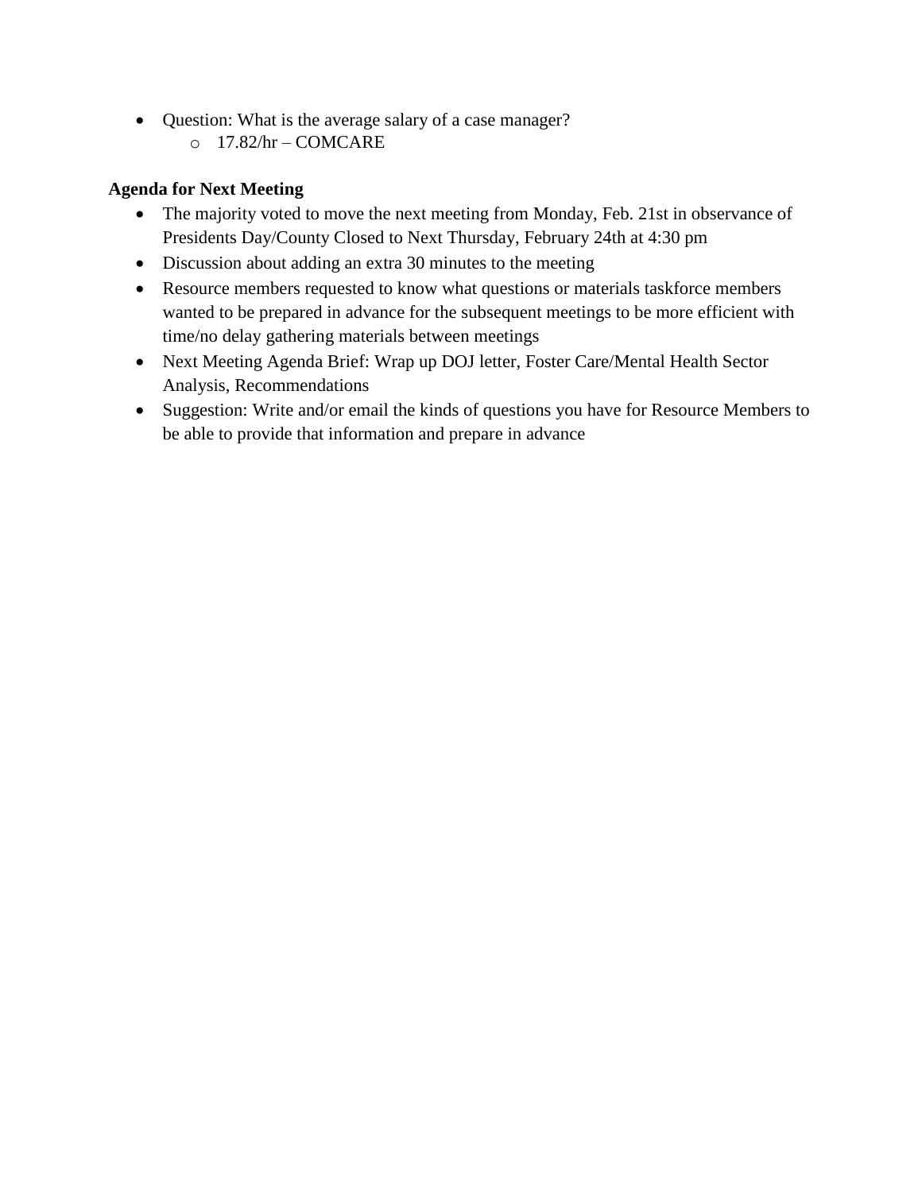- Question: What is the average salary of a case manager?
    - 17.82/hr – COMCARE

**Agenda for Next Meeting**

- The majority voted to move the next meeting from Monday, Feb. 21st in observance of Presidents Day/County Closed to Next Thursday, February 24th at 4:30 pm
- Discussion about adding an extra 30 minutes to the meeting
- Resource members requested to know what questions or materials taskforce members wanted to be prepared in advance for the subsequent meetings to be more efficient with time/no delay gathering materials between meetings
- Next Meeting Agenda Brief: Wrap up DOJ letter, Foster Care/Mental Health Sector Analysis, Recommendations
- Suggestion: Write and/or email the kinds of questions you have for Resource Members to be able to provide that information and prepare in advance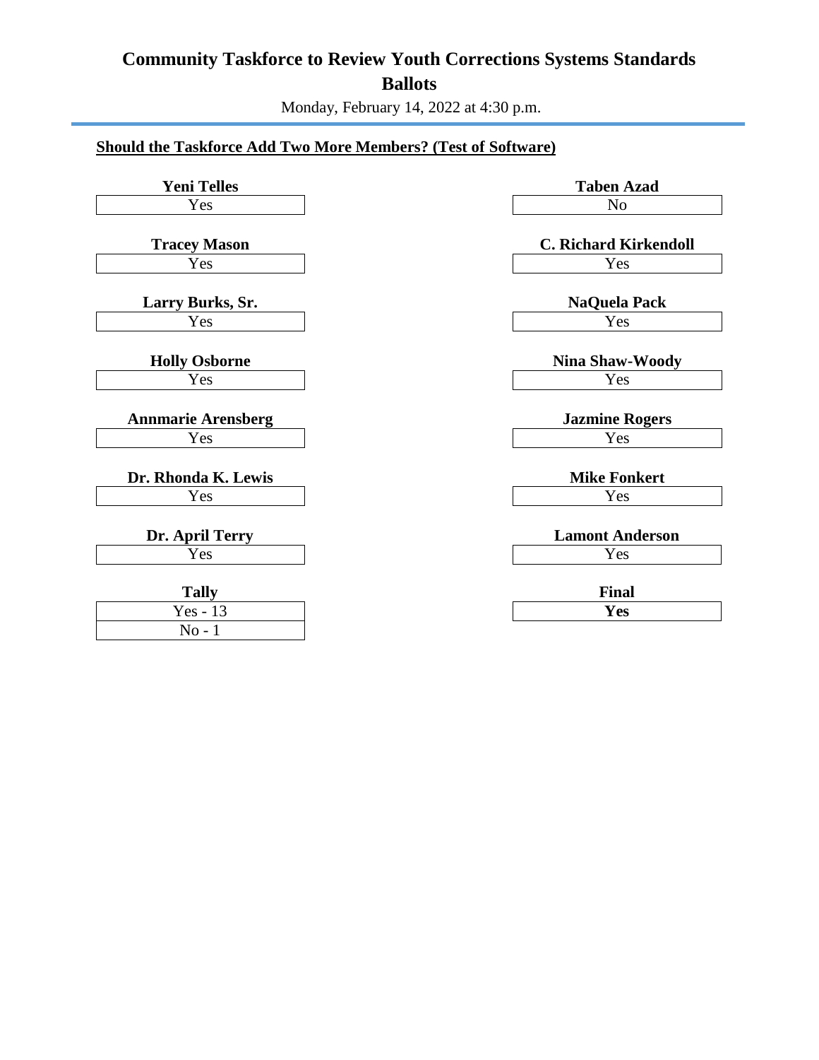# Community Taskforce to Review Youth Corrections Systems Standards

## Ballots

Monday, February 14, 2022 at 4:30 p.m.

---

**Should the Taskforce Add Two More Members? (Test of Software)**

| **Yeni Telles** |
|---|
| Yes |

| **Tracey Mason** |
|---|
| Yes |

| **Larry Burks, Sr.** |
|---|
| Yes |

| **Holly Osborne** |
|---|
| Yes |

| **Annmarie Arensberg** |
|---|
| Yes |

| **Dr. Rhonda K. Lewis** |
|---|
| Yes |

| **Dr. April Terry** |
|---|
| Yes |

| **Tally** |
|---|
| Yes - 13 |
| No - 1 |

| **Taben Azad** |
|---|
| No |

| **C. Richard Kirkendoll** |
|---|
| Yes |

| **NaQuela Pack** |
|---|
| Yes |

| **Nina Shaw-Woody** |
|---|
| Yes |

| **Jazmine Rogers** |
|---|
| Yes |

| **Mike Fonkert** |
|---|
| Yes |

| **Lamont Anderson** |
|---|
| Yes |

| **Final** |
|---|
| **Yes** |